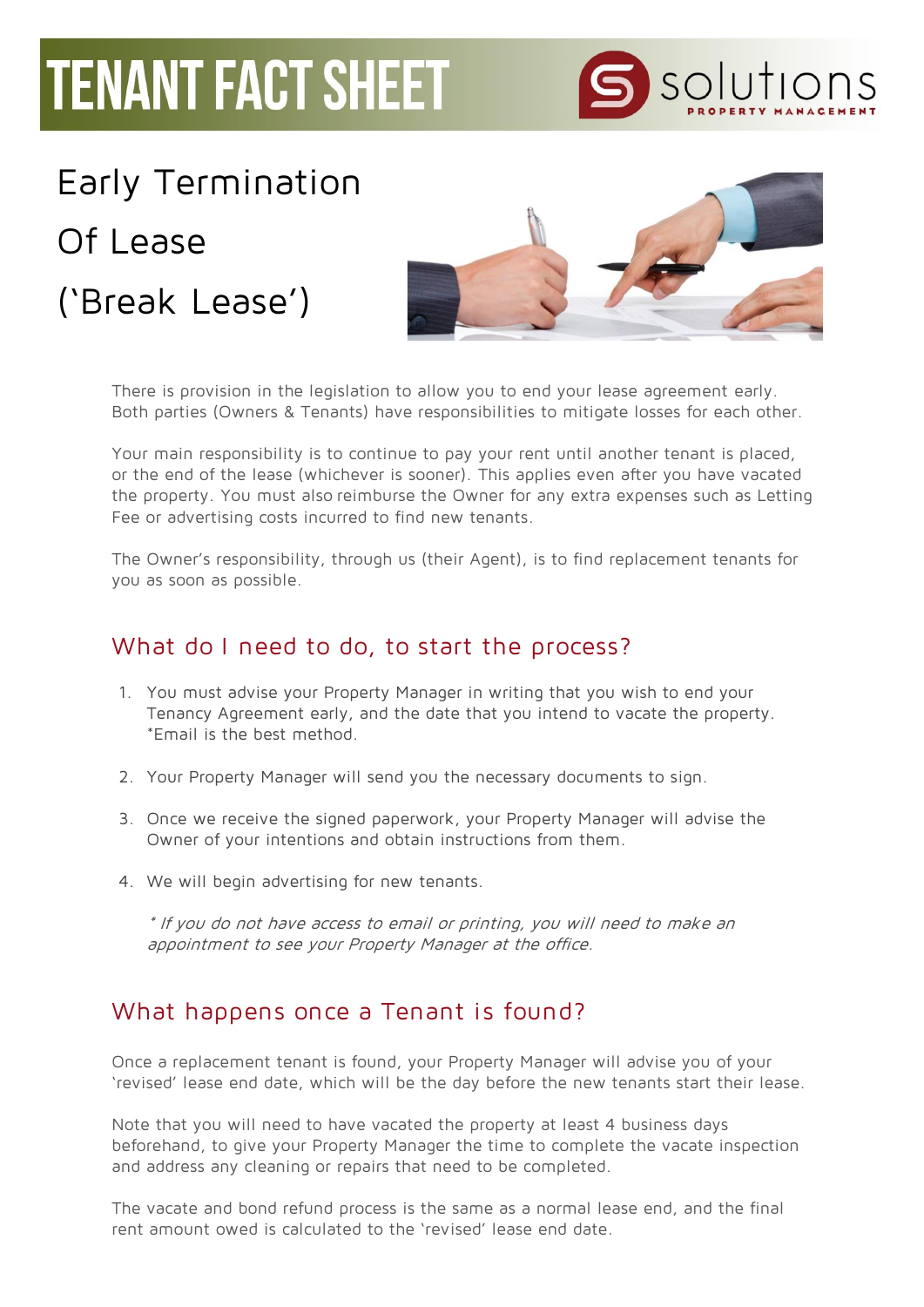# TENANT FACT SHEET

solutions PROPERTY MANAGEMENT

## Early Termination Of Lease ('Break Lease')

There is provision in the legislation to allow you to end your lease agreement early. Both parties (Owners & Tenants) have responsibilities to mitigate losses for each other.

Your main responsibility is to continue to pay your rent until another tenant is placed, or the end of the lease (whichever is sooner). This applies even after you have vacated the property. You must also reimburse the Owner for any extra expenses such as Letting Fee or advertising costs incurred to find new tenants.

The Owner's responsibility, through us (their Agent), is to find replacement tenants for you as soon as possible.

### What do I need to do, to start the process?

1. You must advise your Property Manager in writing that you wish to end your Tenancy Agreement early, and the date that you intend to vacate the property. *Email is the best method.
2. Your Property Manager will send you the necessary documents to sign.
3. Once we receive the signed paperwork, your Property Manager will advise the Owner of your intentions and obtain instructions from them.
4. We will begin advertising for new tenants.

*\* If you do not have access to email or printing, you will need to make an appointment to see your Property Manager at the office.*

### What happens once a Tenant is found?

Once a replacement tenant is found, your Property Manager will advise you of your 'revised' lease end date, which will be the day before the new tenants start their lease.

Note that you will need to have vacated the property at least 4 business days beforehand, to give your Property Manager the time to complete the vacate inspection and address any cleaning or repairs that need to be completed.

The vacate and bond refund process is the same as a normal lease end, and the final rent amount owed is calculated to the 'revised' lease end date.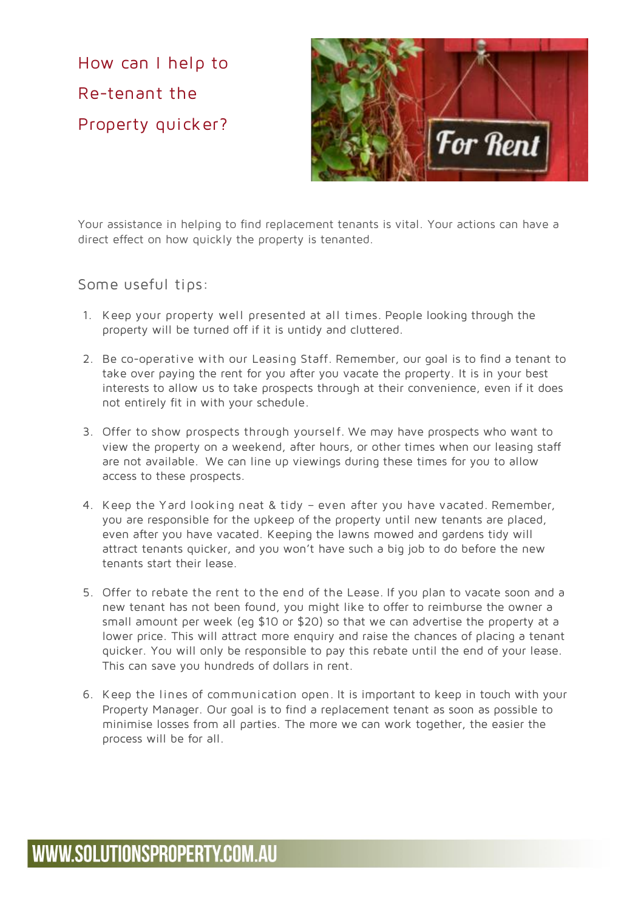# How can I help to Re-tenant the Property quicker?

Your assistance in helping to find replacement tenants is vital. Your actions can have a direct effect on how quickly the property is tenanted.

## Some useful tips:

1. Keep your property well presented at all times. People looking through the property will be turned off if it is untidy and cluttered.

2. Be co-operative with our Leasing Staff. Remember, our goal is to find a tenant to take over paying the rent for you after you vacate the property. It is in your best interests to allow us to take prospects through at their convenience, even if it does not entirely fit in with your schedule.

3. Offer to show prospects through yourself. We may have prospects who want to view the property on a weekend, after hours, or other times when our leasing staff are not available. We can line up viewings during these times for you to allow access to these prospects.

4. Keep the Yard looking neat & tidy – even after you have vacated. Remember, you are responsible for the upkeep of the property until new tenants are placed, even after you have vacated. Keeping the lawns mowed and gardens tidy will attract tenants quicker, and you won't have such a big job to do before the new tenants start their lease.

5. Offer to rebate the rent to the end of the Lease. If you plan to vacate soon and a new tenant has not been found, you might like to offer to reimburse the owner a small amount per week (eg $10 or $20) so that we can advertise the property at a lower price. This will attract more enquiry and raise the chances of placing a tenant quicker. You will only be responsible to pay this rebate until the end of your lease. This can save you hundreds of dollars in rent.

6. Keep the lines of communication open. It is important to keep in touch with your Property Manager. Our goal is to find a replacement tenant as soon as possible to minimise losses from all parties. The more we can work together, the easier the process will be for all.

WWW.SOLUTIONSPROPERTY.COM.AU